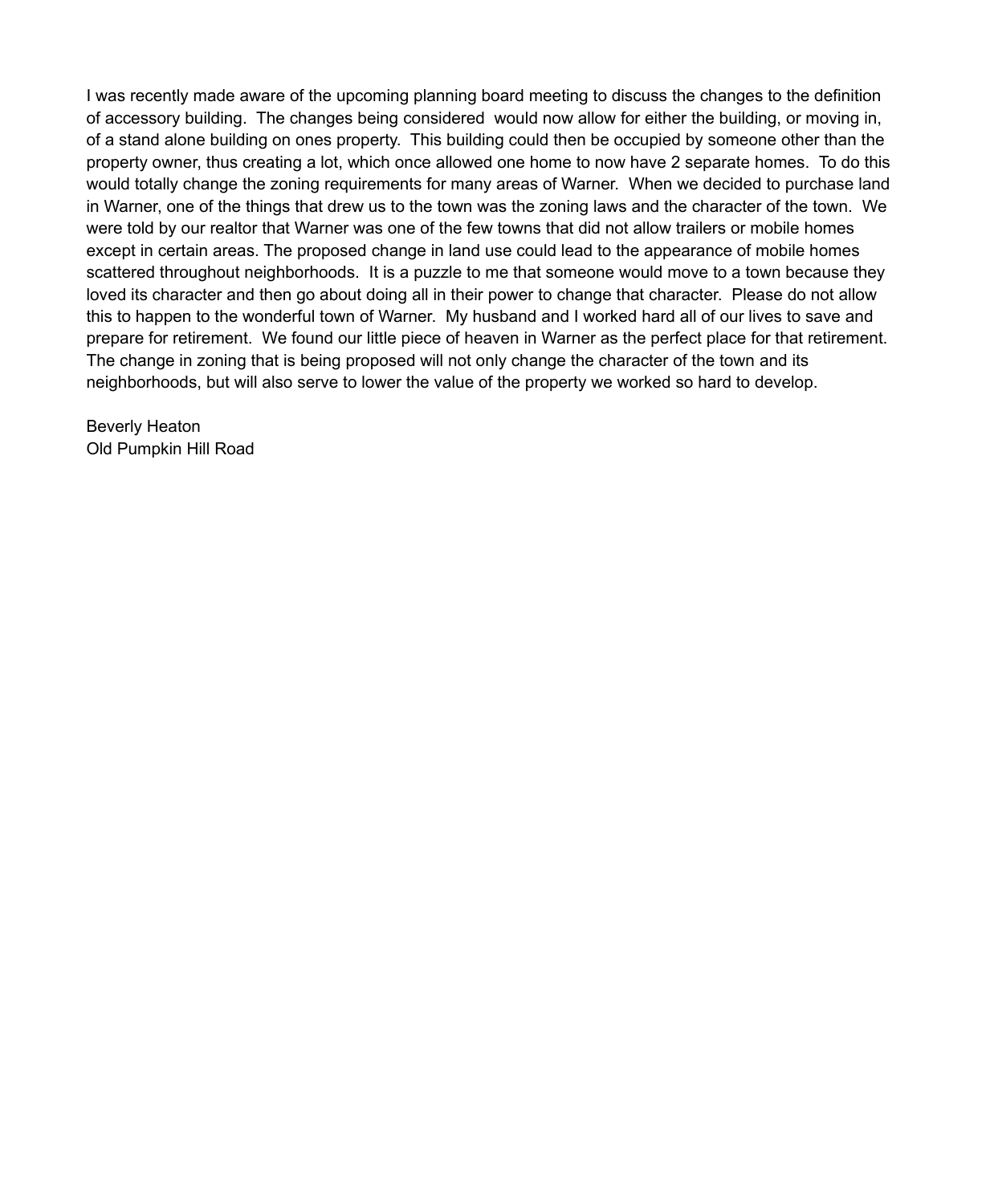I was recently made aware of the upcoming planning board meeting to discuss the changes to the definition of accessory building. The changes being considered would now allow for either the building, or moving in, of a stand alone building on ones property. This building could then be occupied by someone other than the property owner, thus creating a lot, which once allowed one home to now have 2 separate homes. To do this would totally change the zoning requirements for many areas of Warner. When we decided to purchase land in Warner, one of the things that drew us to the town was the zoning laws and the character of the town. We were told by our realtor that Warner was one of the few towns that did not allow trailers or mobile homes except in certain areas. The proposed change in land use could lead to the appearance of mobile homes scattered throughout neighborhoods. It is a puzzle to me that someone would move to a town because they loved its character and then go about doing all in their power to change that character. Please do not allow this to happen to the wonderful town of Warner. My husband and I worked hard all of our lives to save and prepare for retirement. We found our little piece of heaven in Warner as the perfect place for that retirement. The change in zoning that is being proposed will not only change the character of the town and its neighborhoods, but will also serve to lower the value of the property we worked so hard to develop.

Beverly Heaton
Old Pumpkin Hill Road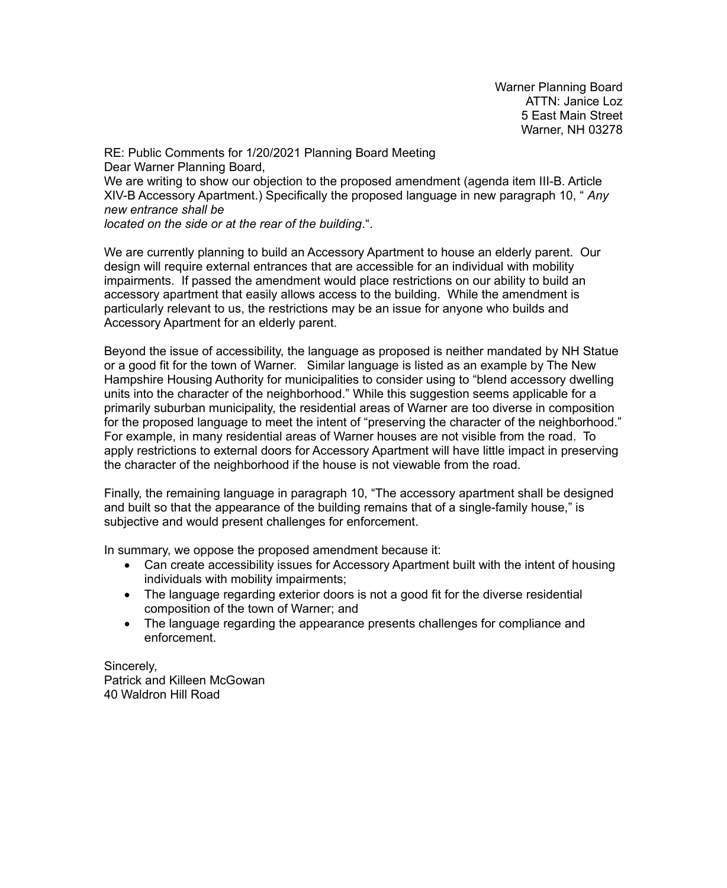Warner Planning Board
ATTN: Janice Loz
5 East Main Street
Warner, NH 03278

RE: Public Comments for 1/20/2021 Planning Board Meeting

Dear Warner Planning Board,

We are writing to show our objection to the proposed amendment (agenda item III-B. Article XIV-B Accessory Apartment.) Specifically the proposed language in new paragraph 10, " *Any new entrance shall be located on the side or at the rear of the building*.".

We are currently planning to build an Accessory Apartment to house an elderly parent. Our design will require external entrances that are accessible for an individual with mobility impairments. If passed the amendment would place restrictions on our ability to build an accessory apartment that easily allows access to the building. While the amendment is particularly relevant to us, the restrictions may be an issue for anyone who builds and Accessory Apartment for an elderly parent.

Beyond the issue of accessibility, the language as proposed is neither mandated by NH Statue or a good fit for the town of Warner. Similar language is listed as an example by The New Hampshire Housing Authority for municipalities to consider using to "blend accessory dwelling units into the character of the neighborhood." While this suggestion seems applicable for a primarily suburban municipality, the residential areas of Warner are too diverse in composition for the proposed language to meet the intent of "preserving the character of the neighborhood." For example, in many residential areas of Warner houses are not visible from the road. To apply restrictions to external doors for Accessory Apartment will have little impact in preserving the character of the neighborhood if the house is not viewable from the road.

Finally, the remaining language in paragraph 10, "The accessory apartment shall be designed and built so that the appearance of the building remains that of a single-family house," is subjective and would present challenges for enforcement.

In summary, we oppose the proposed amendment because it:

- Can create accessibility issues for Accessory Apartment built with the intent of housing individuals with mobility impairments;
- The language regarding exterior doors is not a good fit for the diverse residential composition of the town of Warner; and
- The language regarding the appearance presents challenges for compliance and enforcement.

Sincerely,
Patrick and Killeen McGowan
40 Waldron Hill Road